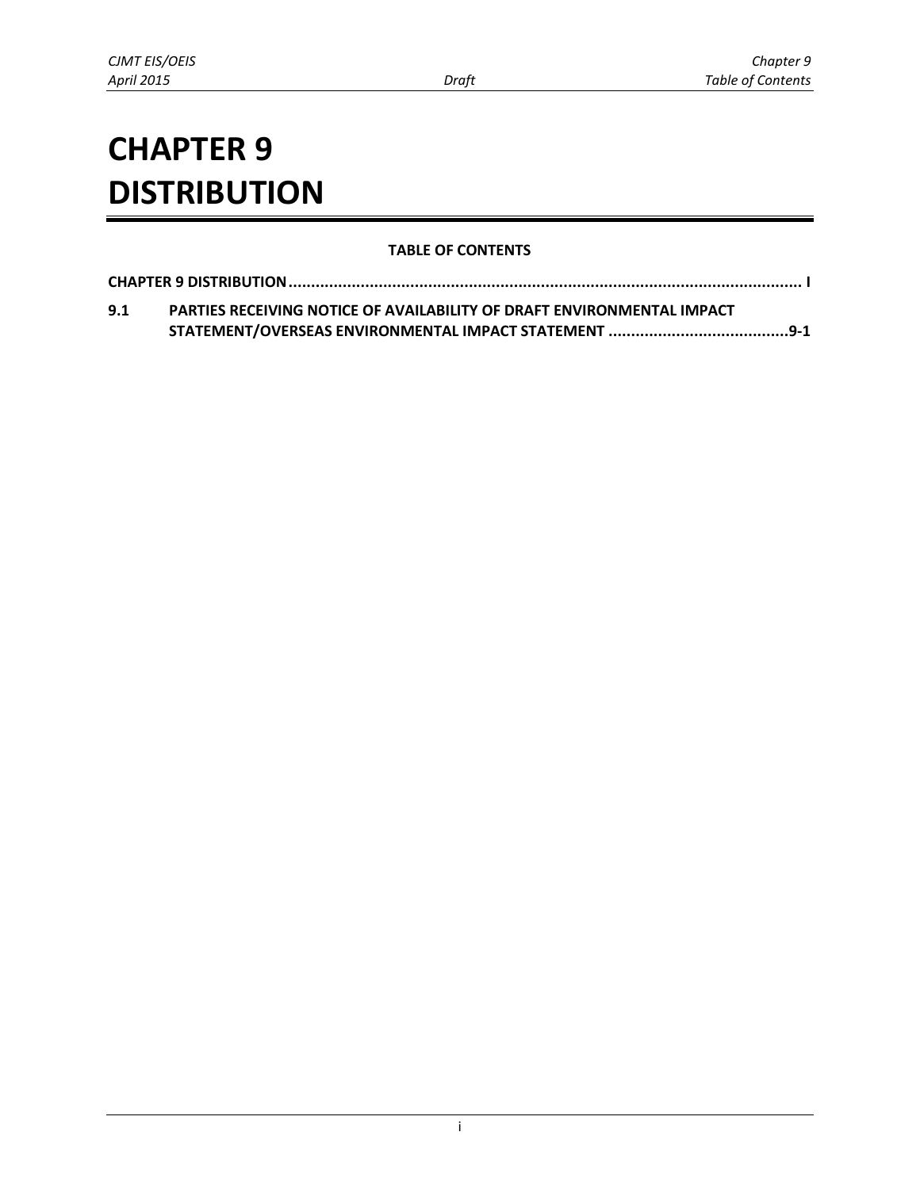# CHAPTER 9 DISTRIBUTION

**TABLE OF CONTENTS**

**CHAPTER 9 DISTRIBUTION ........................................................................................................ I**

**9.1 PARTIES RECEIVING NOTICE OF AVAILABILITY OF DRAFT ENVIRONMENTAL IMPACT STATEMENT/OVERSEAS ENVIRONMENTAL IMPACT STATEMENT ........................................9-1**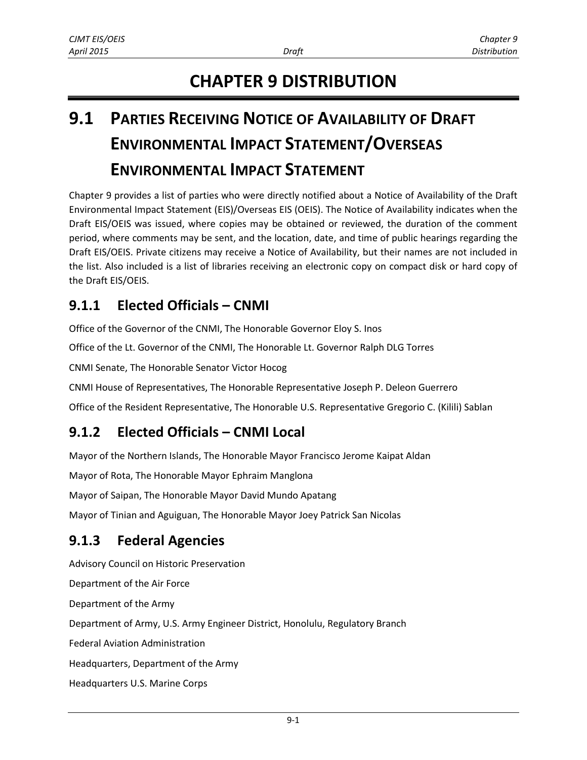# CHAPTER 9 DISTRIBUTION

## 9.1 PARTIES RECEIVING NOTICE OF AVAILABILITY OF DRAFT ENVIRONMENTAL IMPACT STATEMENT/OVERSEAS ENVIRONMENTAL IMPACT STATEMENT

Chapter 9 provides a list of parties who were directly notified about a Notice of Availability of the Draft Environmental Impact Statement (EIS)/Overseas EIS (OEIS). The Notice of Availability indicates when the Draft EIS/OEIS was issued, where copies may be obtained or reviewed, the duration of the comment period, where comments may be sent, and the location, date, and time of public hearings regarding the Draft EIS/OEIS. Private citizens may receive a Notice of Availability, but their names are not included in the list. Also included is a list of libraries receiving an electronic copy on compact disk or hard copy of the Draft EIS/OEIS.

### 9.1.1 Elected Officials – CNMI

Office of the Governor of the CNMI, The Honorable Governor Eloy S. Inos

Office of the Lt. Governor of the CNMI, The Honorable Lt. Governor Ralph DLG Torres

CNMI Senate, The Honorable Senator Victor Hocog

CNMI House of Representatives, The Honorable Representative Joseph P. Deleon Guerrero

Office of the Resident Representative, The Honorable U.S. Representative Gregorio C. (Kilili) Sablan

### 9.1.2 Elected Officials – CNMI Local

Mayor of the Northern Islands, The Honorable Mayor Francisco Jerome Kaipat Aldan

Mayor of Rota, The Honorable Mayor Ephraim Manglona

Mayor of Saipan, The Honorable Mayor David Mundo Apatang

Mayor of Tinian and Aguiguan, The Honorable Mayor Joey Patrick San Nicolas

### 9.1.3 Federal Agencies

Advisory Council on Historic Preservation

Department of the Air Force

Department of the Army

Department of Army, U.S. Army Engineer District, Honolulu, Regulatory Branch

Federal Aviation Administration

Headquarters, Department of the Army

Headquarters U.S. Marine Corps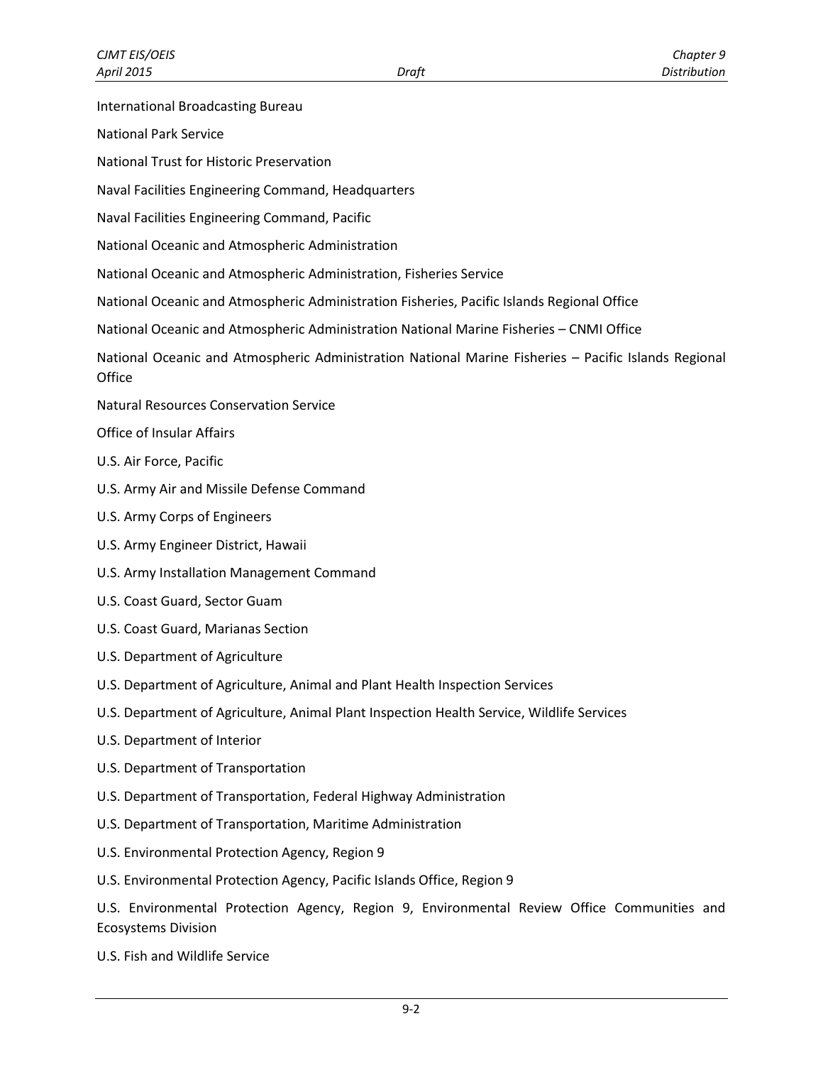International Broadcasting Bureau

National Park Service

National Trust for Historic Preservation

Naval Facilities Engineering Command, Headquarters

Naval Facilities Engineering Command, Pacific

National Oceanic and Atmospheric Administration

National Oceanic and Atmospheric Administration, Fisheries Service

National Oceanic and Atmospheric Administration Fisheries, Pacific Islands Regional Office

National Oceanic and Atmospheric Administration National Marine Fisheries – CNMI Office

National Oceanic and Atmospheric Administration National Marine Fisheries – Pacific Islands Regional Office

Natural Resources Conservation Service

Office of Insular Affairs

U.S. Air Force, Pacific

U.S. Army Air and Missile Defense Command

U.S. Army Corps of Engineers

U.S. Army Engineer District, Hawaii

U.S. Army Installation Management Command

U.S. Coast Guard, Sector Guam

U.S. Coast Guard, Marianas Section

U.S. Department of Agriculture

U.S. Department of Agriculture, Animal and Plant Health Inspection Services

U.S. Department of Agriculture, Animal Plant Inspection Health Service, Wildlife Services

U.S. Department of Interior

U.S. Department of Transportation

U.S. Department of Transportation, Federal Highway Administration

U.S. Department of Transportation, Maritime Administration

U.S. Environmental Protection Agency, Region 9

U.S. Environmental Protection Agency, Pacific Islands Office, Region 9

U.S. Environmental Protection Agency, Region 9, Environmental Review Office Communities and Ecosystems Division

U.S. Fish and Wildlife Service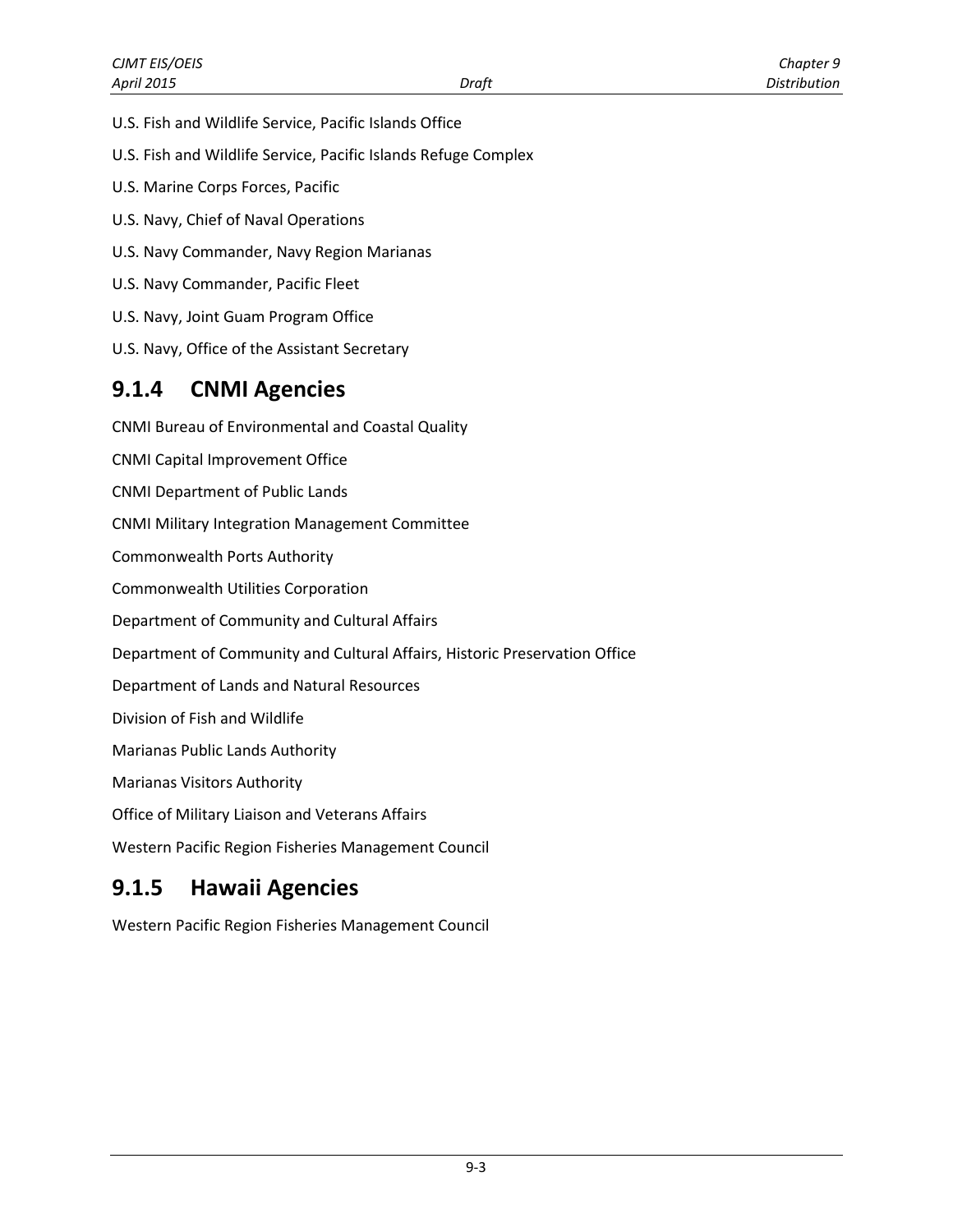U.S. Fish and Wildlife Service, Pacific Islands Office

U.S. Fish and Wildlife Service, Pacific Islands Refuge Complex

U.S. Marine Corps Forces, Pacific

U.S. Navy, Chief of Naval Operations

U.S. Navy Commander, Navy Region Marianas

U.S. Navy Commander, Pacific Fleet

U.S. Navy, Joint Guam Program Office

U.S. Navy, Office of the Assistant Secretary

## 9.1.4 CNMI Agencies

CNMI Bureau of Environmental and Coastal Quality

CNMI Capital Improvement Office

CNMI Department of Public Lands

CNMI Military Integration Management Committee

Commonwealth Ports Authority

Commonwealth Utilities Corporation

Department of Community and Cultural Affairs

Department of Community and Cultural Affairs, Historic Preservation Office

Department of Lands and Natural Resources

Division of Fish and Wildlife

Marianas Public Lands Authority

Marianas Visitors Authority

Office of Military Liaison and Veterans Affairs

Western Pacific Region Fisheries Management Council

## 9.1.5 Hawaii Agencies

Western Pacific Region Fisheries Management Council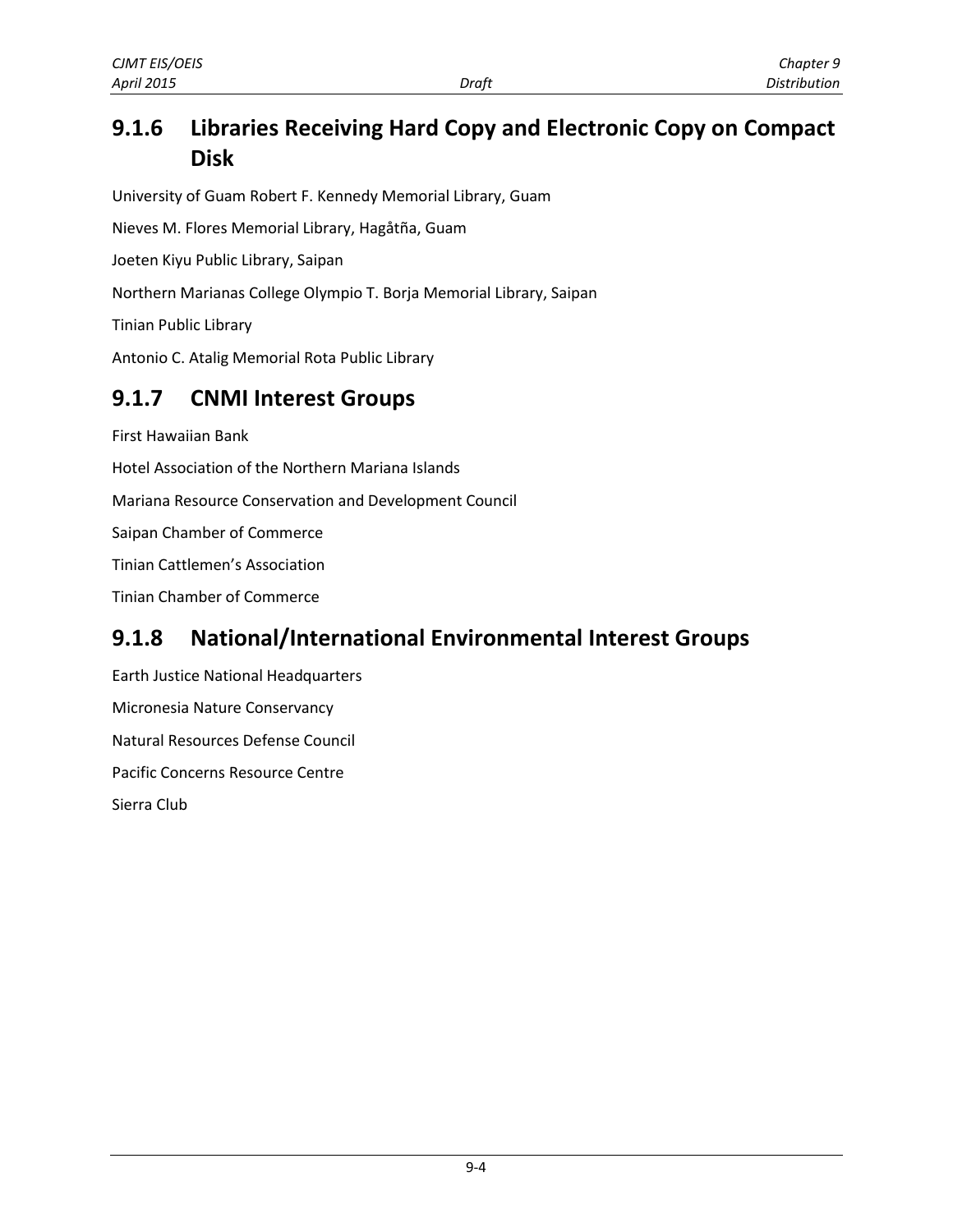### 9.1.6 Libraries Receiving Hard Copy and Electronic Copy on Compact Disk

University of Guam Robert F. Kennedy Memorial Library, Guam

Nieves M. Flores Memorial Library, Hagåtña, Guam

Joeten Kiyu Public Library, Saipan

Northern Marianas College Olympio T. Borja Memorial Library, Saipan

Tinian Public Library

Antonio C. Atalig Memorial Rota Public Library

### 9.1.7 CNMI Interest Groups

First Hawaiian Bank

Hotel Association of the Northern Mariana Islands

Mariana Resource Conservation and Development Council

Saipan Chamber of Commerce

Tinian Cattlemen's Association

Tinian Chamber of Commerce

### 9.1.8 National/International Environmental Interest Groups

Earth Justice National Headquarters

Micronesia Nature Conservancy

Natural Resources Defense Council

Pacific Concerns Resource Centre

Sierra Club